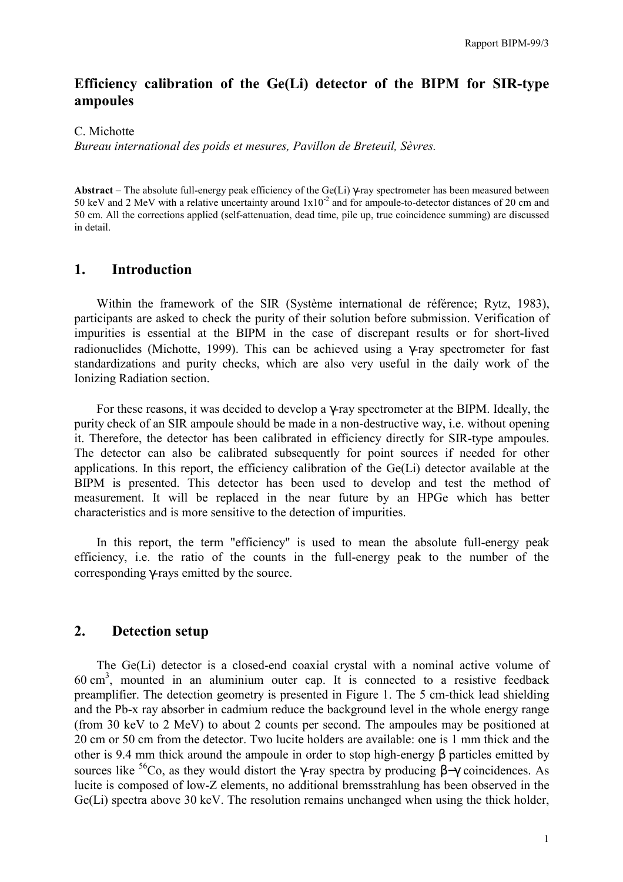# Efficiency calibration of the Ge(Li) detector of the BIPM for SIR-type ampoules

C. Michotte

*Bureau international des poids et mesures, Pavillon de Breteuil, Sèvres.*

**Abstract** – The absolute full-energy peak efficiency of the Ge(Li) γ-ray spectrometer has been measured between 50 keV and 2 MeV with a relative uncertainty around $1 \times 10^{-2}$ and for ampoule-to-detector distances of 20 cm and 50 cm. All the corrections applied (self-attenuation, dead time, pile up, true coincidence summing) are discussed in detail.

## 1. Introduction

Within the framework of the SIR (Système international de référence; Rytz, 1983), participants are asked to check the purity of their solution before submission. Verification of impurities is essential at the BIPM in the case of discrepant results or for short-lived radionuclides (Michotte, 1999). This can be achieved using a γ-ray spectrometer for fast standardizations and purity checks, which are also very useful in the daily work of the Ionizing Radiation section.

For these reasons, it was decided to develop a γ-ray spectrometer at the BIPM. Ideally, the purity check of an SIR ampoule should be made in a non-destructive way, i.e. without opening it. Therefore, the detector has been calibrated in efficiency directly for SIR-type ampoules. The detector can also be calibrated subsequently for point sources if needed for other applications. In this report, the efficiency calibration of the Ge(Li) detector available at the BIPM is presented. This detector has been used to develop and test the method of measurement. It will be replaced in the near future by an HPGe which has better characteristics and is more sensitive to the detection of impurities.

In this report, the term "efficiency" is used to mean the absolute full-energy peak efficiency, i.e. the ratio of the counts in the full-energy peak to the number of the corresponding γ-rays emitted by the source.

## 2. Detection setup

The Ge(Li) detector is a closed-end coaxial crystal with a nominal active volume of 60 $cm^3$, mounted in an aluminium outer cap. It is connected to a resistive feedback preamplifier. The detection geometry is presented in Figure 1. The 5 cm-thick lead shielding and the Pb-x ray absorber in cadmium reduce the background level in the whole energy range (from 30 keV to 2 MeV) to about 2 counts per second. The ampoules may be positioned at 20 cm or 50 cm from the detector. Two lucite holders are available: one is 1 mm thick and the other is 9.4 mm thick around the ampoule in order to stop high-energy β particles emitted by sources like $^{56}Co$, as they would distort the γ-ray spectra by producing β−γ coincidences. As lucite is composed of low-Z elements, no additional bremsstrahlung has been observed in the Ge(Li) spectra above 30 keV. The resolution remains unchanged when using the thick holder,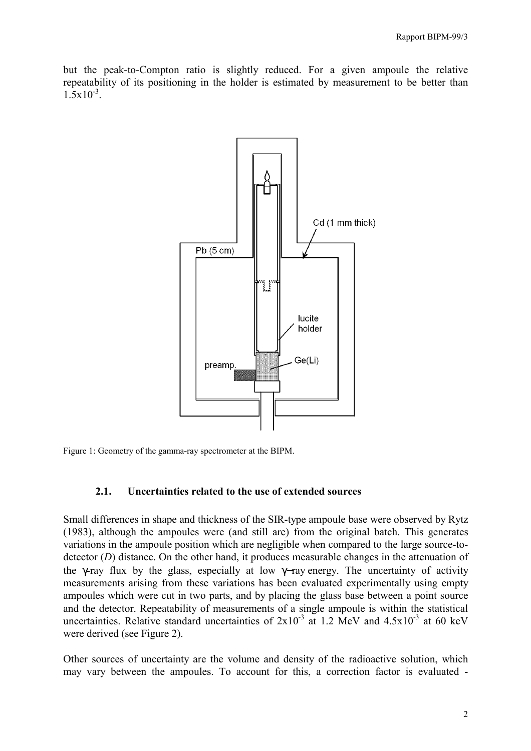but the peak-to-Compton ratio is slightly reduced. For a given ampoule the relative repeatability of its positioning in the holder is estimated by measurement to be better than $1.5 \times 10^{-3}$.

Figure 1: Geometry of the gamma-ray spectrometer at the BIPM.

### 2.1. Uncertainties related to the use of extended sources

Small differences in shape and thickness of the SIR-type ampoule base were observed by Rytz (1983), although the ampoules were (and still are) from the original batch. This generates variations in the ampoule position which are negligible when compared to the large source-to-detector (*D*) distance. On the other hand, it produces measurable changes in the attenuation of the $\gamma$-ray flux by the glass, especially at low $\gamma$-ray energy. The uncertainty of activity measurements arising from these variations has been evaluated experimentally using empty ampoules which were cut in two parts, and by placing the glass base between a point source and the detector. Repeatability of measurements of a single ampoule is within the statistical uncertainties. Relative standard uncertainties of $2 \times 10^{-3}$ at 1.2 MeV and $4.5 \times 10^{-3}$ at 60 keV were derived (see Figure 2).

Other sources of uncertainty are the volume and density of the radioactive solution, which may vary between the ampoules. To account for this, a correction factor is evaluated -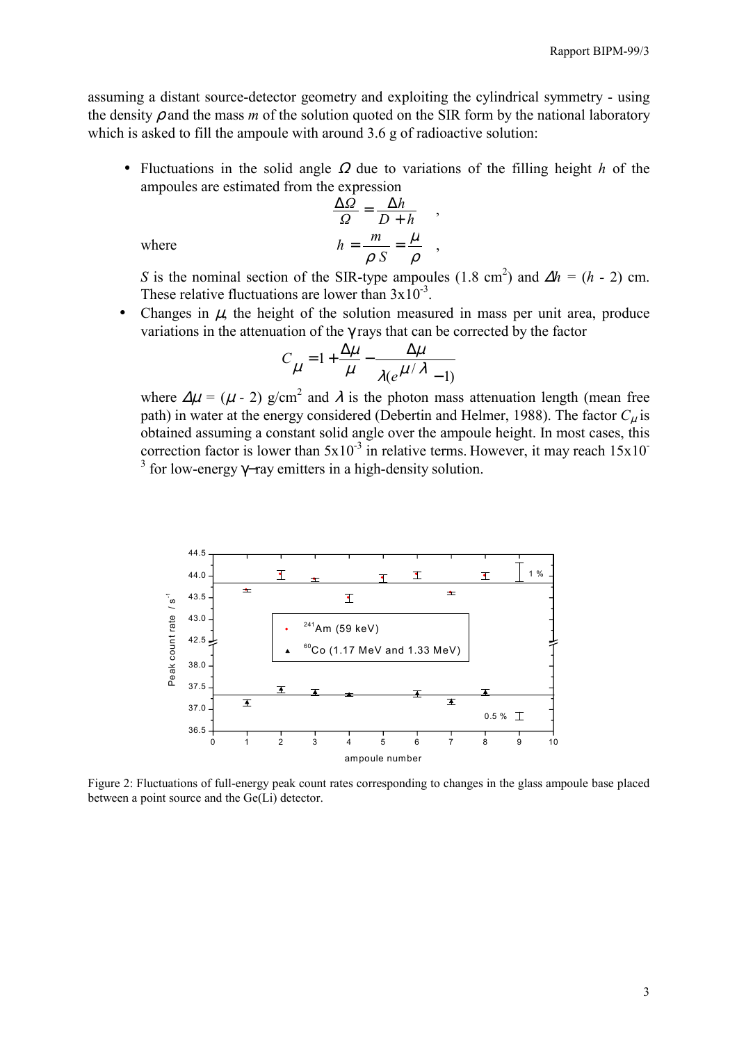assuming a distant source-detector geometry and exploiting the cylindrical symmetry - using the density $\rho$ and the mass $m$ of the solution quoted on the SIR form by the national laboratory which is asked to fill the ampoule with around 3.6 g of radioactive solution:

- Fluctuations in the solid angle $\Omega$ due to variations of the filling height $h$ of the ampoules are estimated from the expression

$$\frac{\Delta\Omega}{\Omega} = \frac{\Delta h}{D + h} \quad ,$$

where

$$h = \frac{m}{\rho S} = \frac{\mu}{\rho} \quad ,$$

$S$ is the nominal section of the SIR-type ampoules (1.8 cm$^2$) and $\Delta h$ = ($h$ - 2) cm. These relative fluctuations are lower than $3 \times 10^{-3}$.

- Changes in $\mu$, the height of the solution measured in mass per unit area, produce variations in the attenuation of the $\gamma$ rays that can be corrected by the factor

$$C_\mu = 1 + \frac{\Delta\mu}{\mu} - \frac{\Delta\mu}{\lambda(e^{\mu/\lambda} - 1)}$$

where $\Delta\mu$ = ($\mu$ - 2) g/cm$^2$ and $\lambda$ is the photon mass attenuation length (mean free path) in water at the energy considered (Debertin and Helmer, 1988). The factor $C_\mu$ is obtained assuming a constant solid angle over the ampoule height. In most cases, this correction factor is lower than $5 \times 10^{-3}$ in relative terms. However, it may reach $15 \times 10^{-3}$ for low-energy $\gamma$-ray emitters in a high-density solution.

Figure 2: Fluctuations of full-energy peak count rates corresponding to changes in the glass ampoule base placed between a point source and the Ge(Li) detector.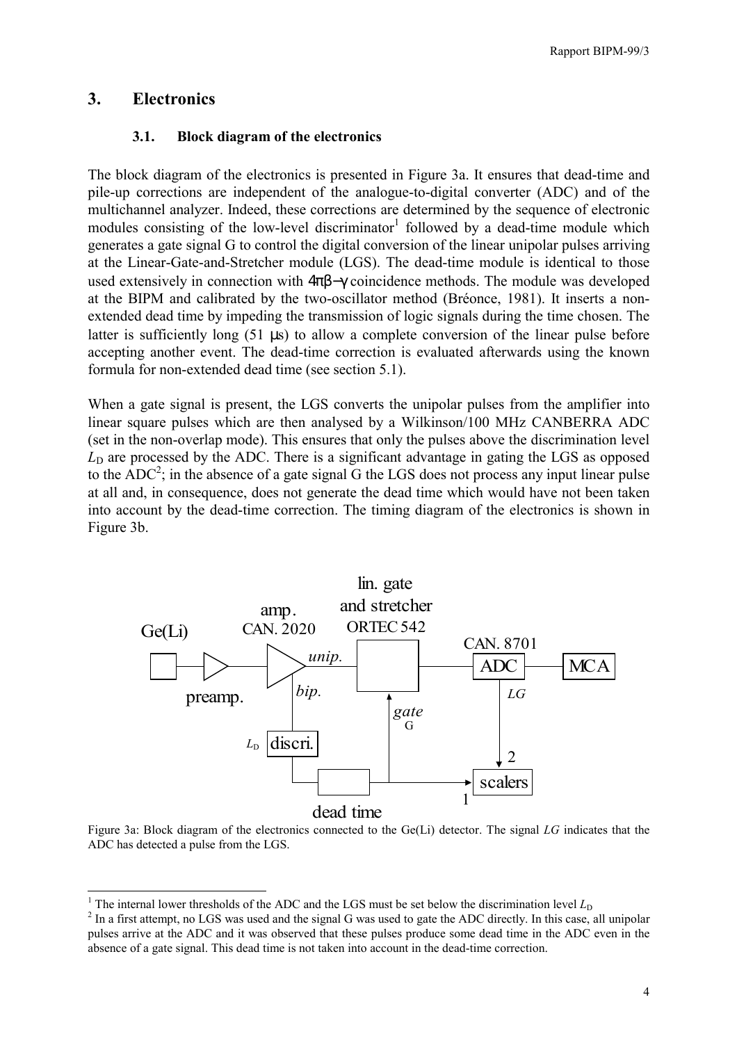## 3. Electronics

### 3.1. Block diagram of the electronics

The block diagram of the electronics is presented in Figure 3a. It ensures that dead-time and pile-up corrections are independent of the analogue-to-digital converter (ADC) and of the multichannel analyzer. Indeed, these corrections are determined by the sequence of electronic modules consisting of the low-level discriminator[1] followed by a dead-time module which generates a gate signal G to control the digital conversion of the linear unipolar pulses arriving at the Linear-Gate-and-Stretcher module (LGS). The dead-time module is identical to those used extensively in connection with $4\pi\beta-\gamma$ coincidence methods. The module was developed at the BIPM and calibrated by the two-oscillator method (Bréonce, 1981). It inserts a non-extended dead time by impeding the transmission of logic signals during the time chosen. The latter is sufficiently long (51 μs) to allow a complete conversion of the linear pulse before accepting another event. The dead-time correction is evaluated afterwards using the known formula for non-extended dead time (see section 5.1).

When a gate signal is present, the LGS converts the unipolar pulses from the amplifier into linear square pulses which are then analysed by a Wilkinson/100 MHz CANBERRA ADC (set in the non-overlap mode). This ensures that only the pulses above the discrimination level $L_D$ are processed by the ADC. There is a significant advantage in gating the LGS as opposed to the ADC[2]; in the absence of a gate signal G the LGS does not process any input linear pulse at all and, in consequence, does not generate the dead time which would have not been taken into account by the dead-time correction. The timing diagram of the electronics is shown in Figure 3b.

Figure 3a: Block diagram of the electronics connected to the Ge(Li) detector. The signal *LG* indicates that the ADC has detected a pulse from the LGS.

---

[1] The internal lower thresholds of the ADC and the LGS must be set below the discrimination level $L_D$

[2] In a first attempt, no LGS was used and the signal G was used to gate the ADC directly. In this case, all unipolar pulses arrive at the ADC and it was observed that these pulses produce some dead time in the ADC even in the absence of a gate signal. This dead time is not taken into account in the dead-time correction.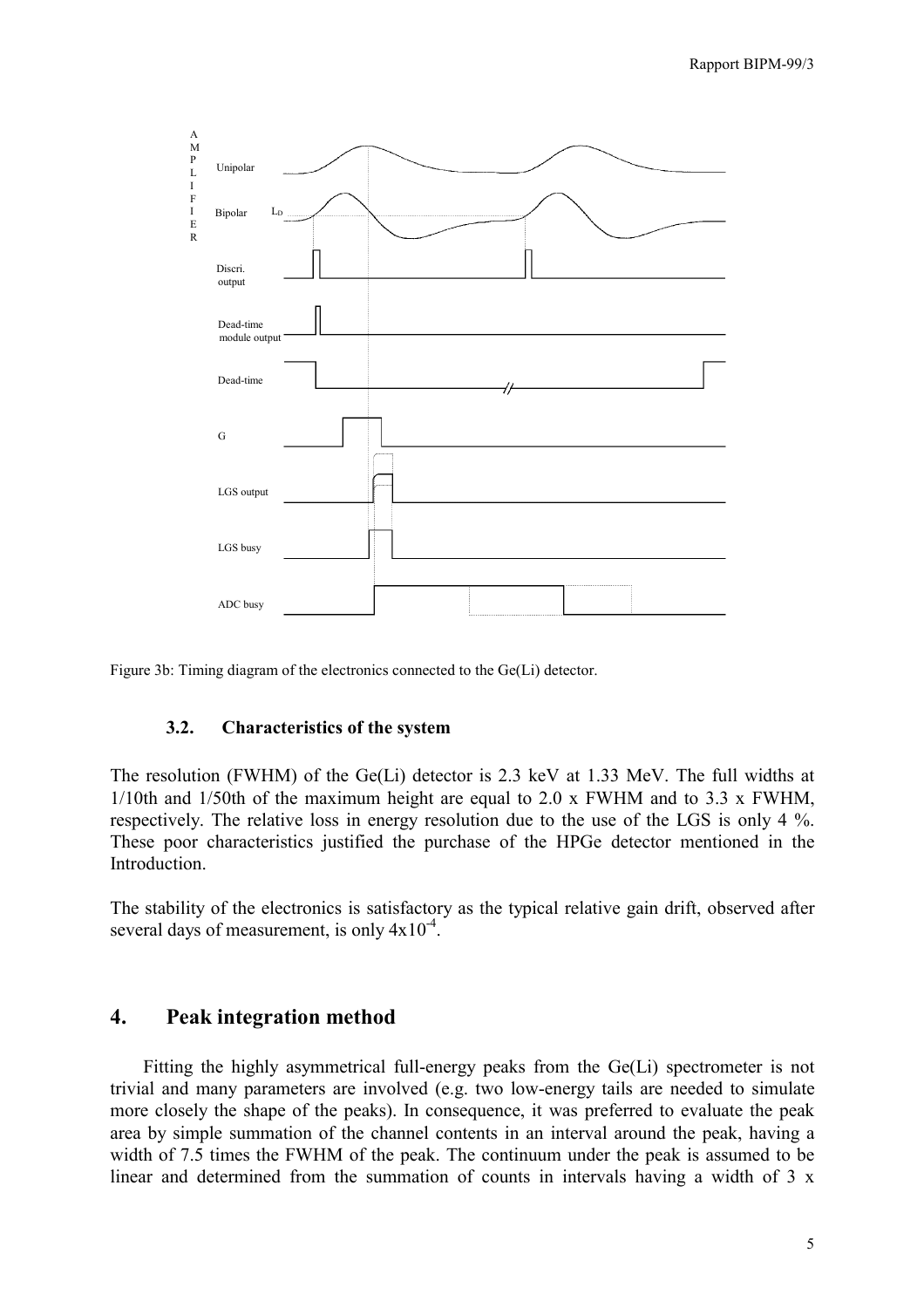Figure 3b: Timing diagram of the electronics connected to the Ge(Li) detector.

### 3.2. Characteristics of the system

The resolution (FWHM) of the Ge(Li) detector is 2.3 keV at 1.33 MeV. The full widths at 1/10th and 1/50th of the maximum height are equal to 2.0 x FWHM and to 3.3 x FWHM, respectively. The relative loss in energy resolution due to the use of the LGS is only 4 %. These poor characteristics justified the purchase of the HPGe detector mentioned in the Introduction.

The stability of the electronics is satisfactory as the typical relative gain drift, observed after several days of measurement, is only $4 \times 10^{-4}$.

## 4. Peak integration method

Fitting the highly asymmetrical full-energy peaks from the Ge(Li) spectrometer is not trivial and many parameters are involved (e.g. two low-energy tails are needed to simulate more closely the shape of the peaks). In consequence, it was preferred to evaluate the peak area by simple summation of the channel contents in an interval around the peak, having a width of 7.5 times the FWHM of the peak. The continuum under the peak is assumed to be linear and determined from the summation of counts in intervals having a width of 3 x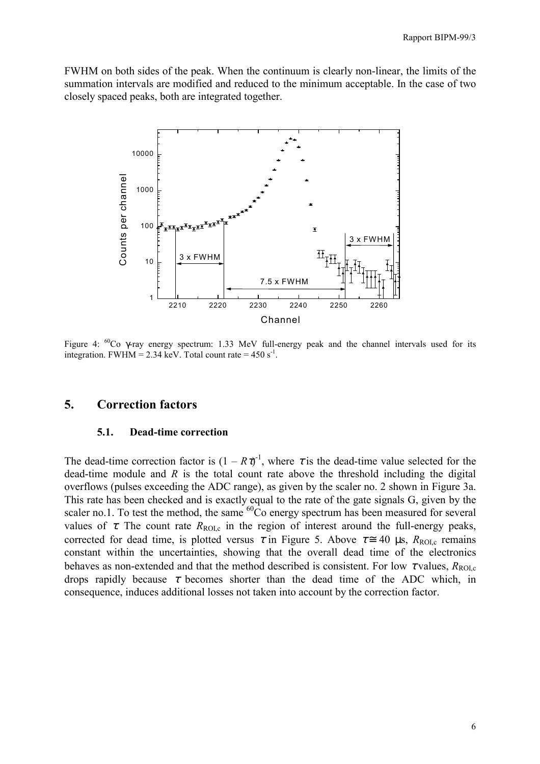FWHM on both sides of the peak. When the continuum is clearly non-linear, the limits of the summation intervals are modified and reduced to the minimum acceptable. In the case of two closely spaced peaks, both are integrated together.

Figure 4: $^{60}Co$ γ-ray energy spectrum: 1.33 MeV full-energy peak and the channel intervals used for its integration. FWHM = 2.34 keV. Total count rate = 450 $s^{-1}$.

## 5. Correction factors

### 5.1. Dead-time correction

The dead-time correction factor is $(1 - R\tau)^{-1}$, where $\tau$ is the dead-time value selected for the dead-time module and $R$ is the total count rate above the threshold including the digital overflows (pulses exceeding the ADC range), as given by the scaler no. 2 shown in Figure 3a. This rate has been checked and is exactly equal to the rate of the gate signals G, given by the scaler no.1. To test the method, the same $^{60}Co$ energy spectrum has been measured for several values of $\tau$ The count rate $R_{ROI,c}$ in the region of interest around the full-energy peaks, corrected for dead time, is plotted versus $\tau$ in Figure 5. Above $\tau \cong 40$ µs, $R_{ROI,c}$ remains constant within the uncertainties, showing that the overall dead time of the electronics behaves as non-extended and that the method described is consistent. For low $\tau$ values, $R_{ROI,c}$ drops rapidly because $\tau$ becomes shorter than the dead time of the ADC which, in consequence, induces additional losses not taken into account by the correction factor.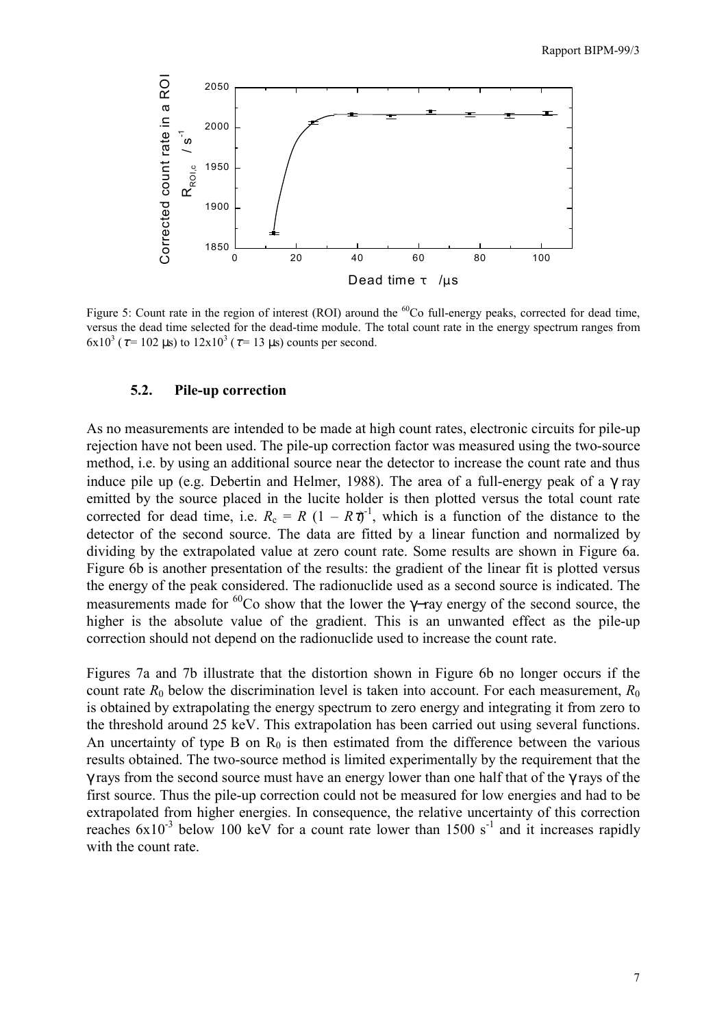Figure 5: Count rate in the region of interest (ROI) around the $^{60}$Co full-energy peaks, corrected for dead time, versus the dead time selected for the dead-time module. The total count rate in the energy spectrum ranges from $6 \times 10^3$ ($\tau$ = 102 μs) to $12 \times 10^3$ ($\tau$ = 13 μs) counts per second.

### 5.2. Pile-up correction

As no measurements are intended to be made at high count rates, electronic circuits for pile-up rejection have not been used. The pile-up correction factor was measured using the two-source method, i.e. by using an additional source near the detector to increase the count rate and thus induce pile up (e.g. Debertin and Helmer, 1988). The area of a full-energy peak of a γ ray emitted by the source placed in the lucite holder is then plotted versus the total count rate corrected for dead time, i.e. $R_c = R\,(1 - R\tau)^{-1}$, which is a function of the distance to the detector of the second source. The data are fitted by a linear function and normalized by dividing by the extrapolated value at zero count rate. Some results are shown in Figure 6a. Figure 6b is another presentation of the results: the gradient of the linear fit is plotted versus the energy of the peak considered. The radionuclide used as a second source is indicated. The measurements made for $^{60}$Co show that the lower the γ-ray energy of the second source, the higher is the absolute value of the gradient. This is an unwanted effect as the pile-up correction should not depend on the radionuclide used to increase the count rate.

Figures 7a and 7b illustrate that the distortion shown in Figure 6b no longer occurs if the count rate $R_0$ below the discrimination level is taken into account. For each measurement, $R_0$ is obtained by extrapolating the energy spectrum to zero energy and integrating it from zero to the threshold around 25 keV. This extrapolation has been carried out using several functions. An uncertainty of type B on $R_0$ is then estimated from the difference between the various results obtained. The two-source method is limited experimentally by the requirement that the γ rays from the second source must have an energy lower than one half that of the γ rays of the first source. Thus the pile-up correction could not be measured for low energies and had to be extrapolated from higher energies. In consequence, the relative uncertainty of this correction reaches $6 \times 10^{-3}$ below 100 keV for a count rate lower than 1500 s$^{-1}$ and it increases rapidly with the count rate.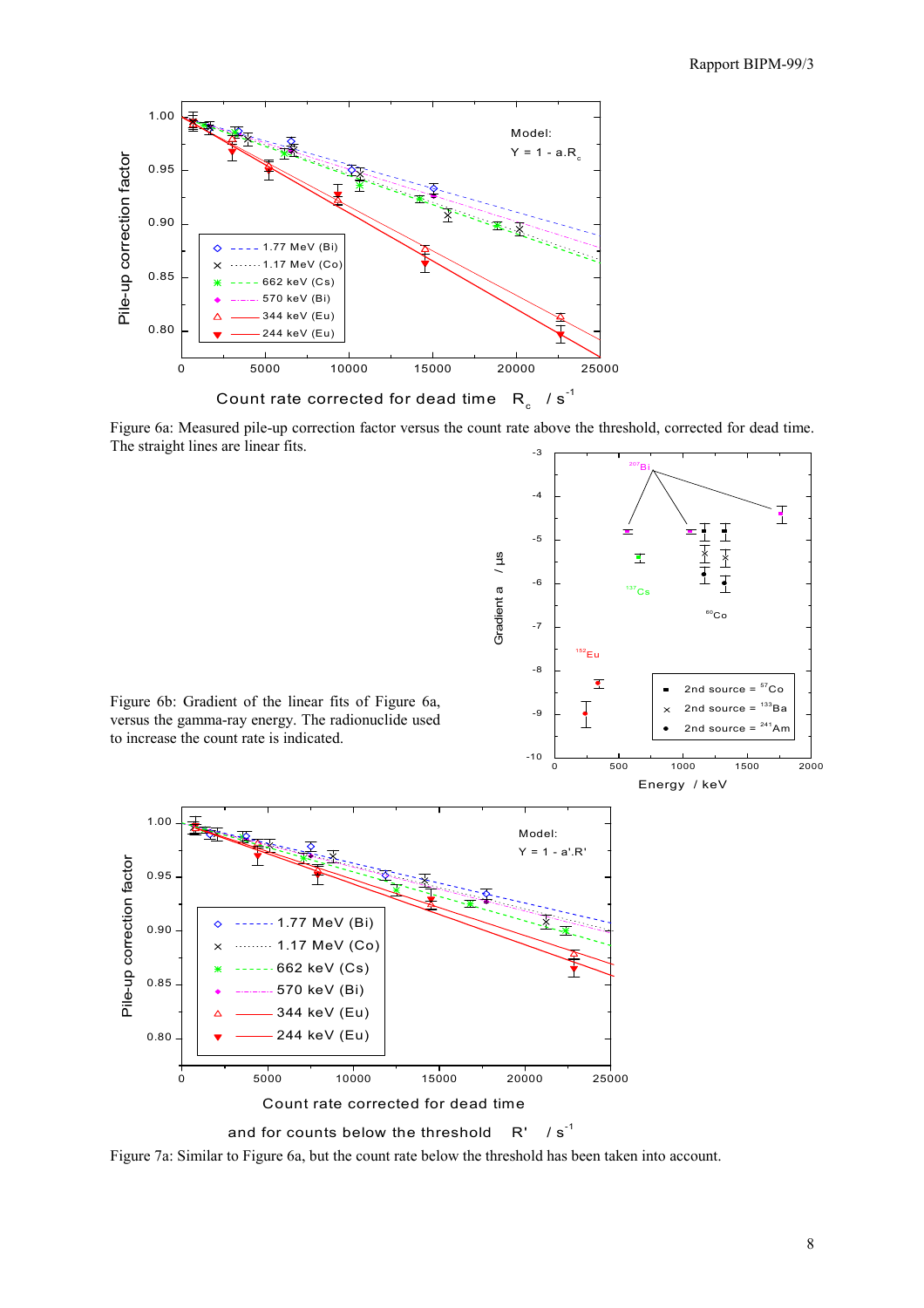Figure 6a: Measured pile-up correction factor versus the count rate above the threshold, corrected for dead time. The straight lines are linear fits.

Figure 6b: Gradient of the linear fits of Figure 6a, versus the gamma-ray energy. The radionuclide used to increase the count rate is indicated.

Figure 7a: Similar to Figure 6a, but the count rate below the threshold has been taken into account.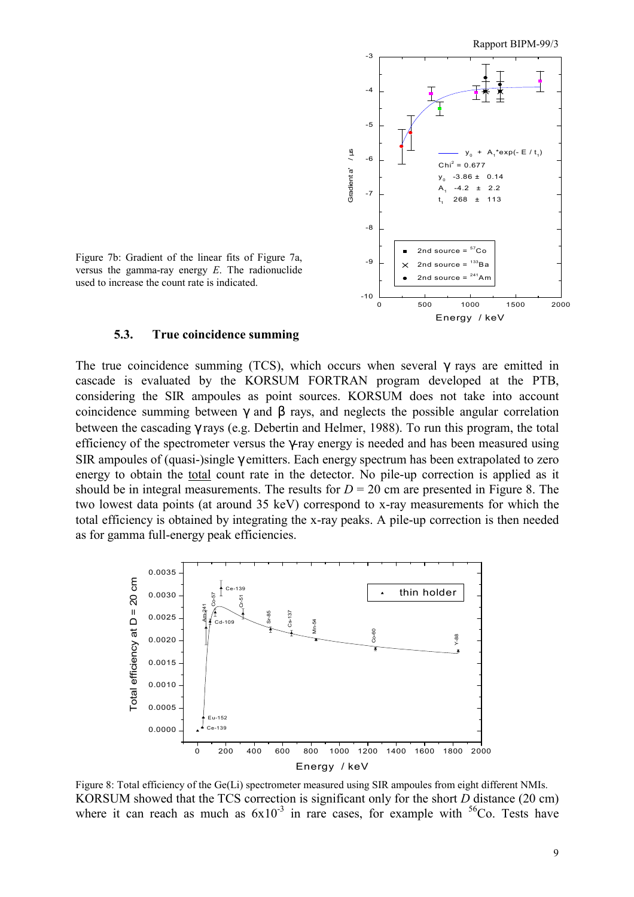Figure 7b: Gradient of the linear fits of Figure 7a, versus the gamma-ray energy $E$. The radionuclide used to increase the count rate is indicated.

### 5.3. True coincidence summing

The true coincidence summing (TCS), which occurs when several γ rays are emitted in cascade is evaluated by the KORSUM FORTRAN program developed at the PTB, considering the SIR ampoules as point sources. KORSUM does not take into account coincidence summing between γ and β rays, and neglects the possible angular correlation between the cascading γ rays (e.g. Debertin and Helmer, 1988). To run this program, the total efficiency of the spectrometer versus the γ-ray energy is needed and has been measured using SIR ampoules of (quasi-)single γ emitters. Each energy spectrum has been extrapolated to zero energy to obtain the total count rate in the detector. No pile-up correction is applied as it should be in integral measurements. The results for $D$ = 20 cm are presented in Figure 8. The two lowest data points (at around 35 keV) correspond to x-ray measurements for which the total efficiency is obtained by integrating the x-ray peaks. A pile-up correction is then needed as for gamma full-energy peak efficiencies.

Figure 8: Total efficiency of the Ge(Li) spectrometer measured using SIR ampoules from eight different NMIs.

KORSUM showed that the TCS correction is significant only for the short $D$ distance (20 cm) where it can reach as much as $6 \times 10^{-3}$ in rare cases, for example with $^{56}$Co. Tests have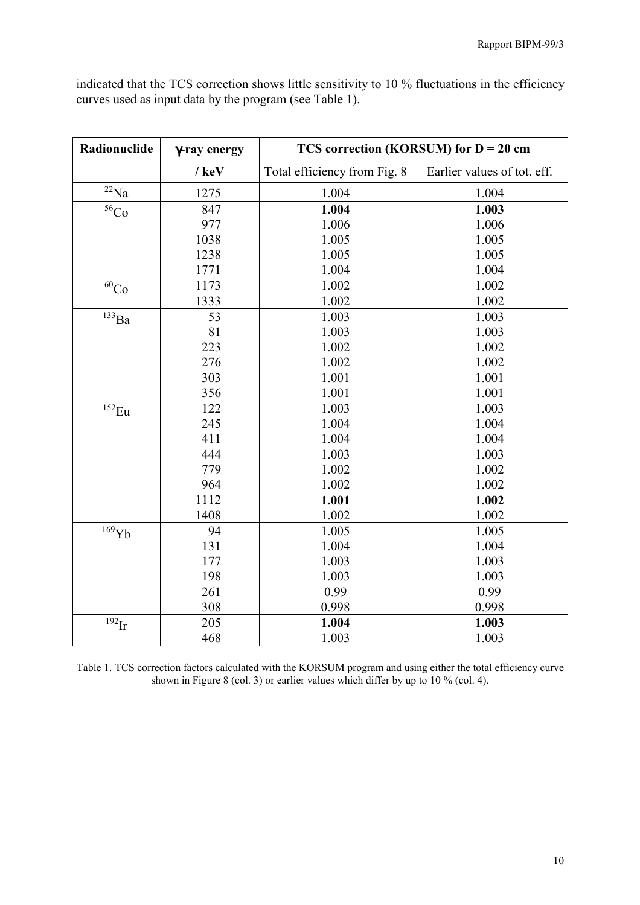indicated that the TCS correction shows little sensitivity to 10 % fluctuations in the efficiency curves used as input data by the program (see Table 1).

| Radionuclide | γ-ray energy / keV | TCS correction (KORSUM) for D = 20 cm | |
|---|---|---|---|
| | | Total efficiency from Fig. 8 | Earlier values of tot. eff. |
| $^{22}$Na | 1275 | 1.004 | 1.004 |
| $^{56}$Co | 847 | **1.004** | **1.003** |
| | 977 | 1.006 | 1.006 |
| | 1038 | 1.005 | 1.005 |
| | 1238 | 1.005 | 1.005 |
| | 1771 | 1.004 | 1.004 |
| $^{60}$Co | 1173 | 1.002 | 1.002 |
| | 1333 | 1.002 | 1.002 |
| $^{133}$Ba | 53 | 1.003 | 1.003 |
| | 81 | 1.003 | 1.003 |
| | 223 | 1.002 | 1.002 |
| | 276 | 1.002 | 1.002 |
| | 303 | 1.001 | 1.001 |
| | 356 | 1.001 | 1.001 |
| $^{152}$Eu | 122 | 1.003 | 1.003 |
| | 245 | 1.004 | 1.004 |
| | 411 | 1.004 | 1.004 |
| | 444 | 1.003 | 1.003 |
| | 779 | 1.002 | 1.002 |
| | 964 | 1.002 | 1.002 |
| | 1112 | **1.001** | **1.002** |
| | 1408 | 1.002 | 1.002 |
| $^{169}$Yb | 94 | 1.005 | 1.005 |
| | 131 | 1.004 | 1.004 |
| | 177 | 1.003 | 1.003 |
| | 198 | 1.003 | 1.003 |
| | 261 | 0.99 | 0.99 |
| | 308 | 0.998 | 0.998 |
| $^{192}$Ir | 205 | **1.004** | **1.003** |
| | 468 | 1.003 | 1.003 |

Table 1. TCS correction factors calculated with the KORSUM program and using either the total efficiency curve shown in Figure 8 (col. 3) or earlier values which differ by up to 10 % (col. 4).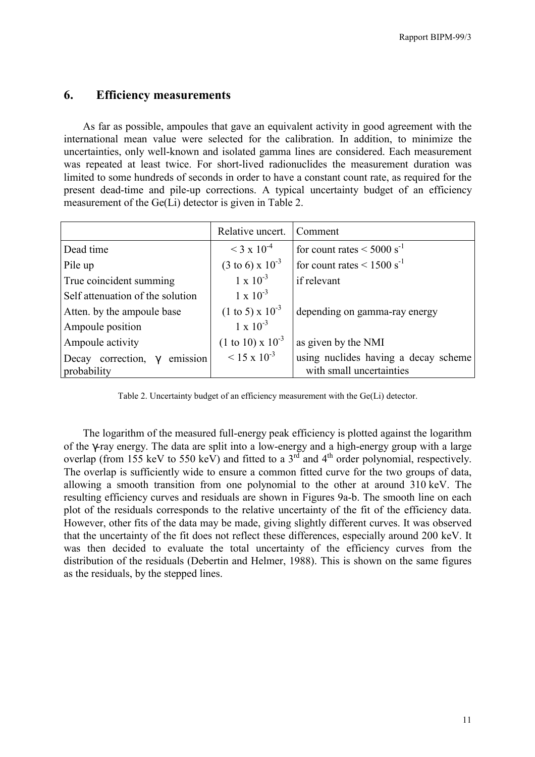## 6. Efficiency measurements

As far as possible, ampoules that gave an equivalent activity in good agreement with the international mean value were selected for the calibration. In addition, to minimize the uncertainties, only well-known and isolated gamma lines are considered. Each measurement was repeated at least twice. For short-lived radionuclides the measurement duration was limited to some hundreds of seconds in order to have a constant count rate, as required for the present dead-time and pile-up corrections. A typical uncertainty budget of an efficiency measurement of the Ge(Li) detector is given in Table 2.

| | Relative uncert. | Comment |
|---|---|---|
| Dead time | $< 3 \times 10^{-4}$ | for count rates $< 5000\ \mathrm{s}^{-1}$ |
| Pile up | $(3 \text{ to } 6) \times 10^{-3}$ | for count rates $< 1500\ \mathrm{s}^{-1}$ |
| True coincident summing | $1 \times 10^{-3}$ | if relevant |
| Self attenuation of the solution | $1 \times 10^{-3}$ | |
| Atten. by the ampoule base | $(1 \text{ to } 5) \times 10^{-3}$ | depending on gamma-ray energy |
| Ampoule position | $1 \times 10^{-3}$ | |
| Ampoule activity | $(1 \text{ to } 10) \times 10^{-3}$ | as given by the NMI |
| Decay correction, $\gamma$ emission probability | $< 15 \times 10^{-3}$ | using nuclides having a decay scheme with small uncertainties |

Table 2. Uncertainty budget of an efficiency measurement with the Ge(Li) detector.

The logarithm of the measured full-energy peak efficiency is plotted against the logarithm of the $\gamma$-ray energy. The data are split into a low-energy and a high-energy group with a large overlap (from 155 keV to 550 keV) and fitted to a 3rd and 4th order polynomial, respectively. The overlap is sufficiently wide to ensure a common fitted curve for the two groups of data, allowing a smooth transition from one polynomial to the other at around 310 keV. The resulting efficiency curves and residuals are shown in Figures 9a-b. The smooth line on each plot of the residuals corresponds to the relative uncertainty of the fit of the efficiency data. However, other fits of the data may be made, giving slightly different curves. It was observed that the uncertainty of the fit does not reflect these differences, especially around 200 keV. It was then decided to evaluate the total uncertainty of the efficiency curves from the distribution of the residuals (Debertin and Helmer, 1988). This is shown on the same figures as the residuals, by the stepped lines.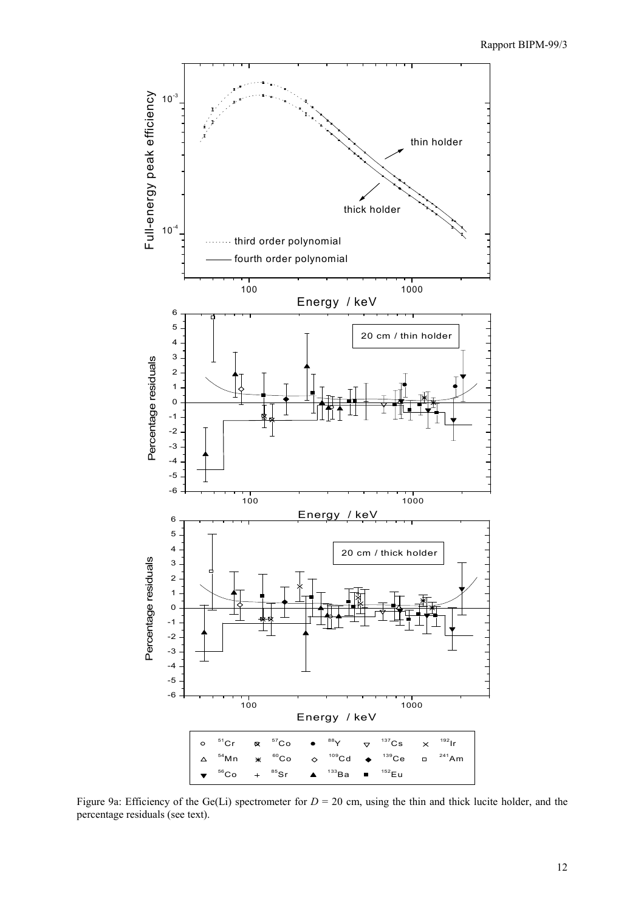Figure 9a: Efficiency of the Ge(Li) spectrometer for $D$ = 20 cm, using the thin and thick lucite holder, and the percentage residuals (see text).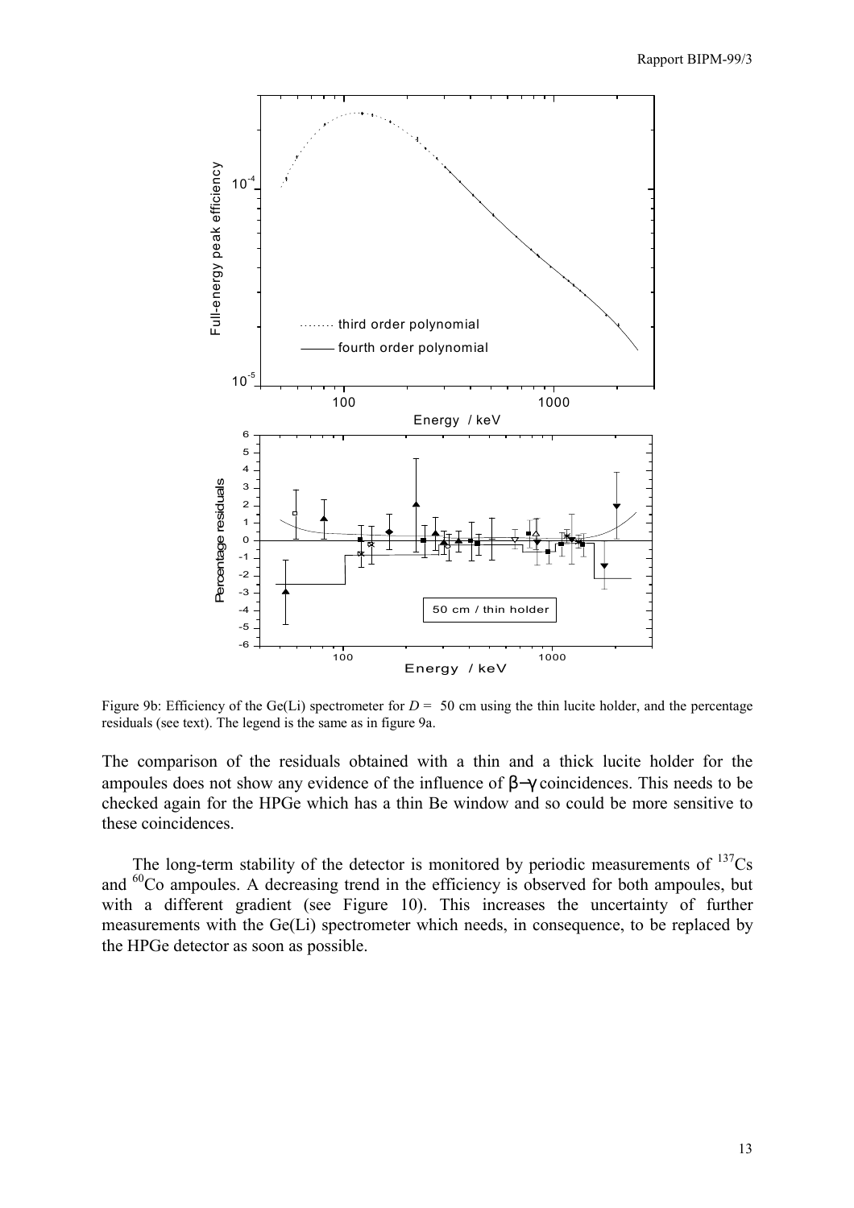Figure 9b: Efficiency of the Ge(Li) spectrometer for $D$ = 50 cm using the thin lucite holder, and the percentage residuals (see text). The legend is the same as in figure 9a.

The comparison of the residuals obtained with a thin and a thick lucite holder for the ampoules does not show any evidence of the influence of $\beta-\gamma$ coincidences. This needs to be checked again for the HPGe which has a thin Be window and so could be more sensitive to these coincidences.

The long-term stability of the detector is monitored by periodic measurements of $^{137}$Cs and $^{60}$Co ampoules. A decreasing trend in the efficiency is observed for both ampoules, but with a different gradient (see Figure 10). This increases the uncertainty of further measurements with the Ge(Li) spectrometer which needs, in consequence, to be replaced by the HPGe detector as soon as possible.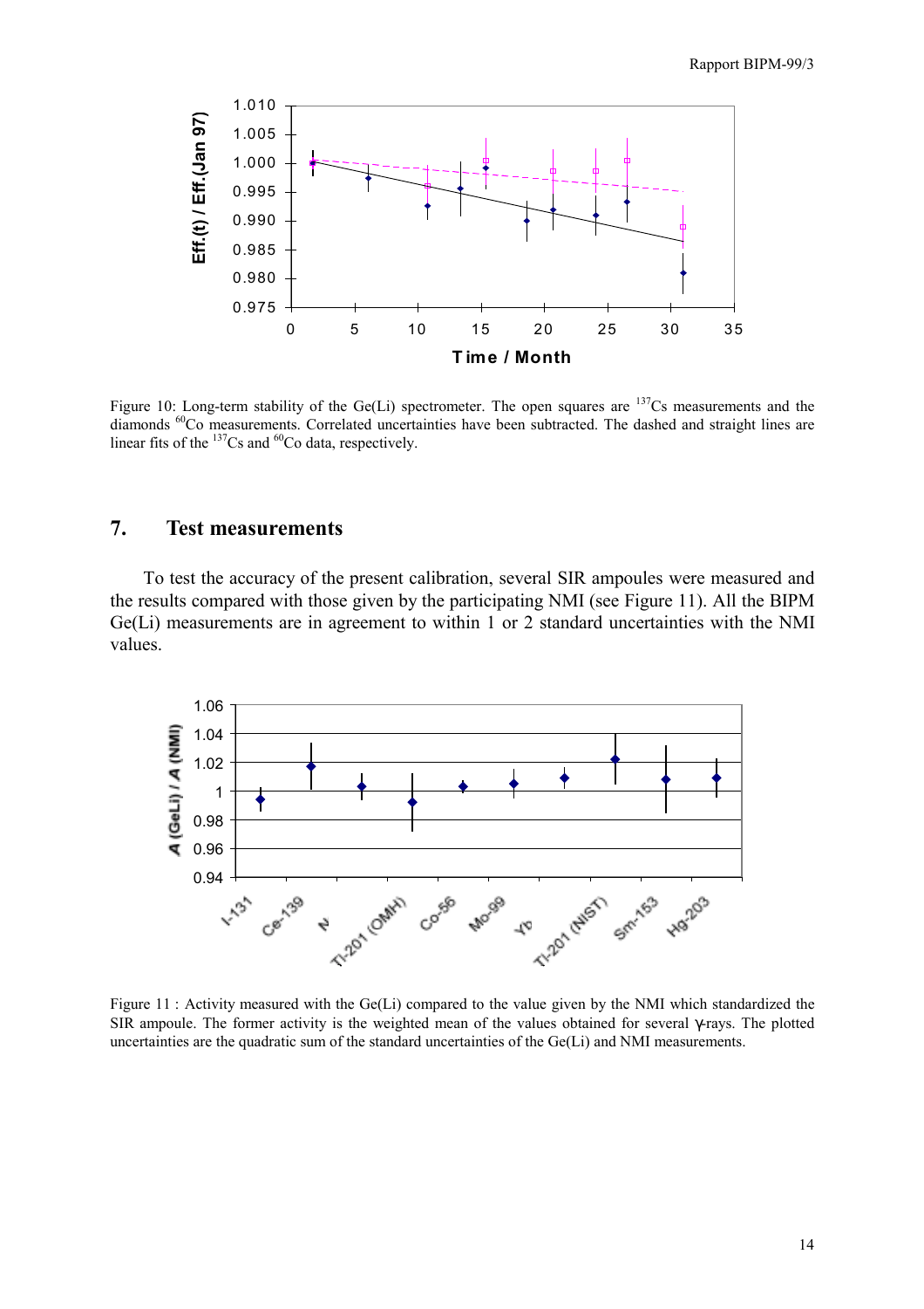Figure 10: Long-term stability of the Ge(Li) spectrometer. The open squares are $^{137}$Cs measurements and the diamonds $^{60}$Co measurements. Correlated uncertainties have been subtracted. The dashed and straight lines are linear fits of the $^{137}$Cs and $^{60}$Co data, respectively.

## 7. Test measurements

To test the accuracy of the present calibration, several SIR ampoules were measured and the results compared with those given by the participating NMI (see Figure 11). All the BIPM Ge(Li) measurements are in agreement to within 1 or 2 standard uncertainties with the NMI values.

Figure 11 : Activity measured with the Ge(Li) compared to the value given by the NMI which standardized the SIR ampoule. The former activity is the weighted mean of the values obtained for several γ-rays. The plotted uncertainties are the quadratic sum of the standard uncertainties of the Ge(Li) and NMI measurements.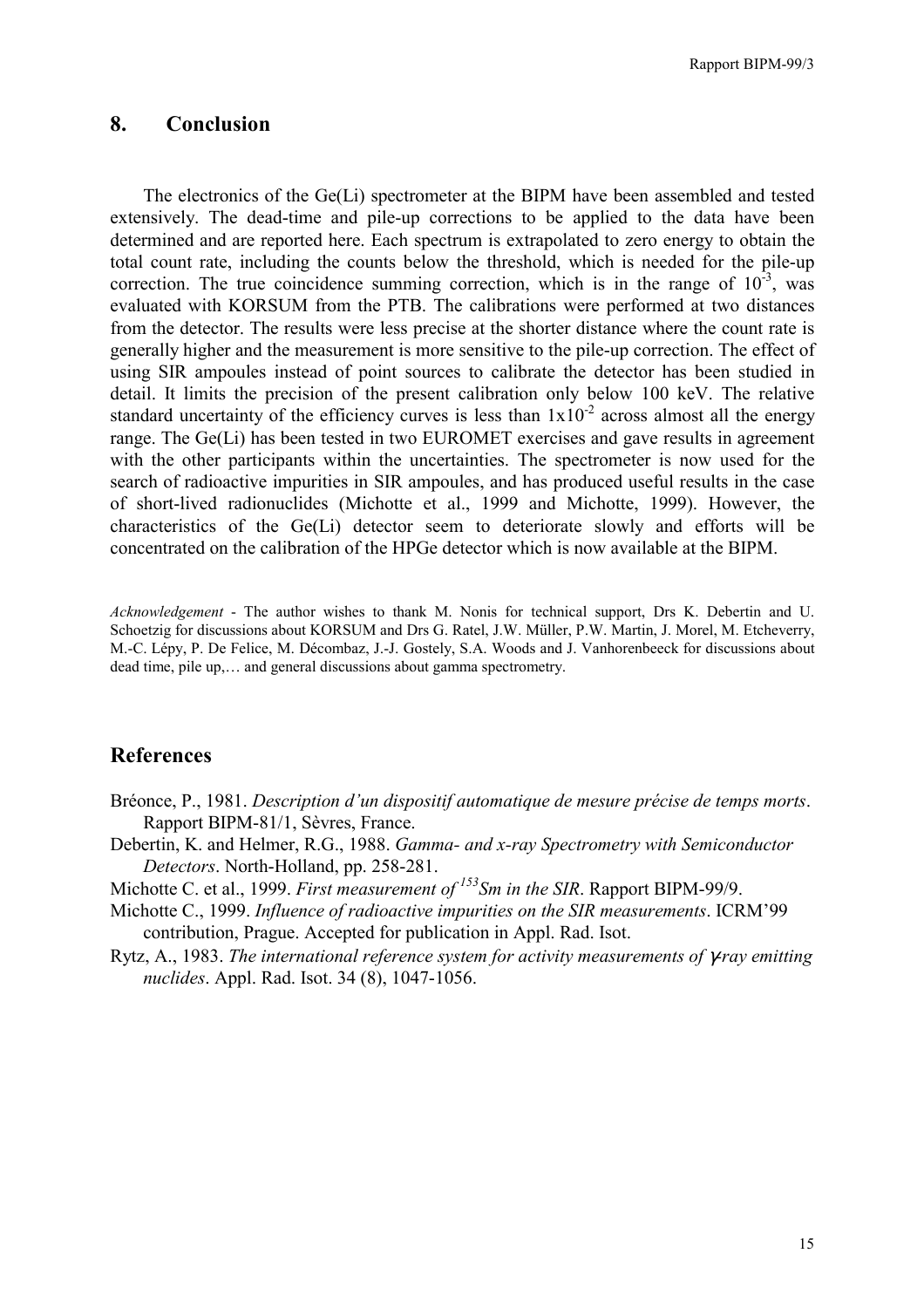## 8. Conclusion

The electronics of the Ge(Li) spectrometer at the BIPM have been assembled and tested extensively. The dead-time and pile-up corrections to be applied to the data have been determined and are reported here. Each spectrum is extrapolated to zero energy to obtain the total count rate, including the counts below the threshold, which is needed for the pile-up correction. The true coincidence summing correction, which is in the range of $10^{-3}$, was evaluated with KORSUM from the PTB. The calibrations were performed at two distances from the detector. The results were less precise at the shorter distance where the count rate is generally higher and the measurement is more sensitive to the pile-up correction. The effect of using SIR ampoules instead of point sources to calibrate the detector has been studied in detail. It limits the precision of the present calibration only below 100 keV. The relative standard uncertainty of the efficiency curves is less than $1 \times 10^{-2}$ across almost all the energy range. The Ge(Li) has been tested in two EUROMET exercises and gave results in agreement with the other participants within the uncertainties. The spectrometer is now used for the search of radioactive impurities in SIR ampoules, and has produced useful results in the case of short-lived radionuclides (Michotte et al., 1999 and Michotte, 1999). However, the characteristics of the Ge(Li) detector seem to deteriorate slowly and efforts will be concentrated on the calibration of the HPGe detector which is now available at the BIPM.

*Acknowledgement* - The author wishes to thank M. Nonis for technical support, Drs K. Debertin and U. Schoetzig for discussions about KORSUM and Drs G. Ratel, J.W. Müller, P.W. Martin, J. Morel, M. Etcheverry, M.-C. Lépy, P. De Felice, M. Décombaz, J.-J. Gostely, S.A. Woods and J. Vanhorenbeeck for discussions about dead time, pile up,… and general discussions about gamma spectrometry.

## References

Bréonce, P., 1981. *Description d'un dispositif automatique de mesure précise de temps morts*. Rapport BIPM-81/1, Sèvres, France.

Debertin, K. and Helmer, R.G., 1988. *Gamma- and x-ray Spectrometry with Semiconductor Detectors*. North-Holland, pp. 258-281.

Michotte C. et al., 1999. *First measurement of $^{153}$Sm in the SIR*. Rapport BIPM-99/9.

Michotte C., 1999. *Influence of radioactive impurities on the SIR measurements*. ICRM'99 contribution, Prague. Accepted for publication in Appl. Rad. Isot.

Rytz, A., 1983. *The international reference system for activity measurements of $\gamma$-ray emitting nuclides*. Appl. Rad. Isot. 34 (8), 1047-1056.